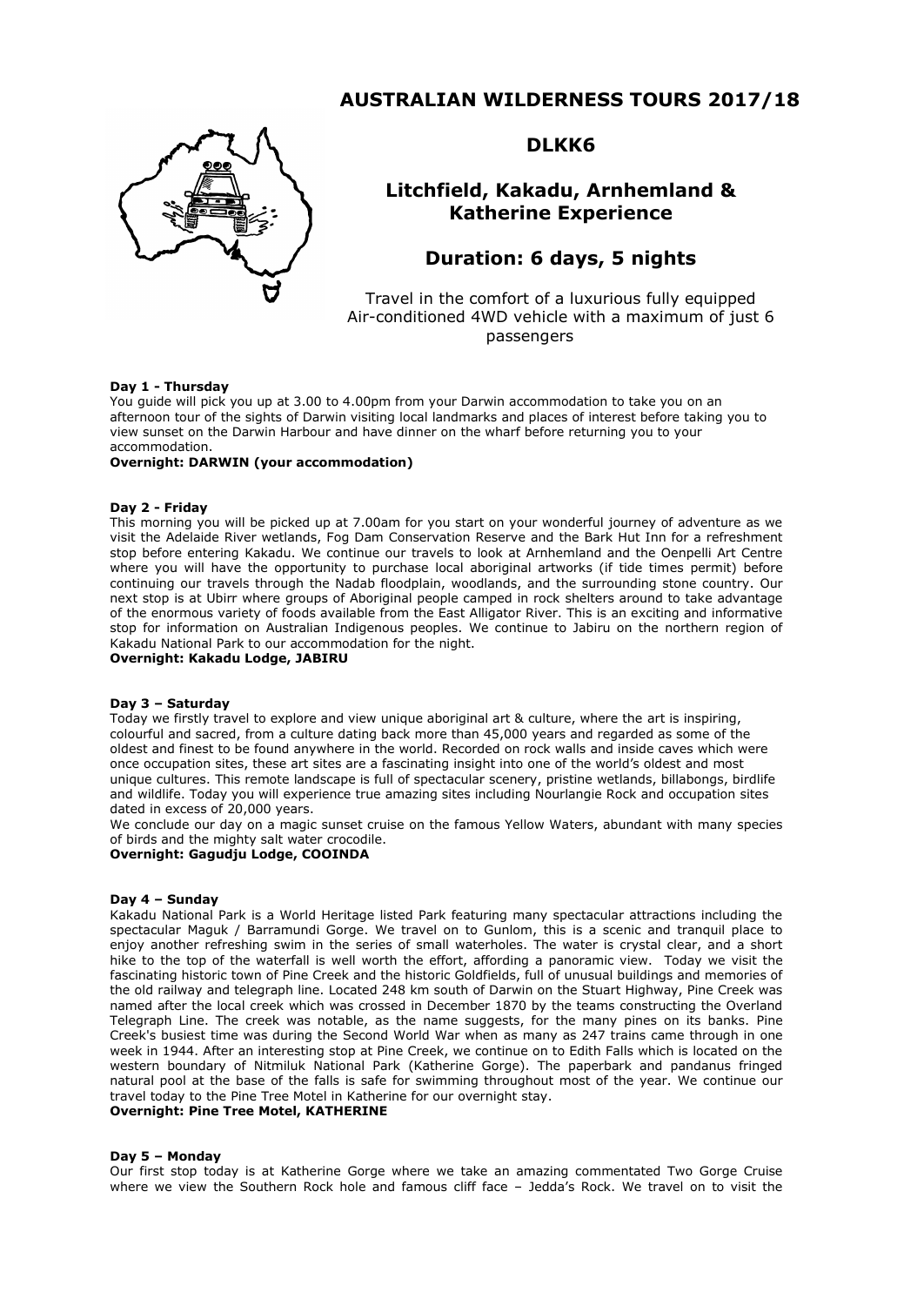# AUSTRALIAN WILDERNESS TOURS 2017/18

## DLKK6

## Litchfield, Kakadu, Arnhemland & Katherine Experience

## Duration: 6 days, 5 nights

Travel in the comfort of a luxurious fully equipped Air-conditioned 4WD vehicle with a maximum of just 6 passengers

**Day 1 - Thursday**

You guide will pick you up at 3.00 to 4.00pm from your Darwin accommodation to take you on an afternoon tour of the sights of Darwin visiting local landmarks and places of interest before taking you to view sunset on the Darwin Harbour and have dinner on the wharf before returning you to your accommodation.

**Overnight: DARWIN (your accommodation)**

**Day 2 - Friday**

This morning you will be picked up at 7.00am for you start on your wonderful journey of adventure as we visit the Adelaide River wetlands, Fog Dam Conservation Reserve and the Bark Hut Inn for a refreshment stop before entering Kakadu. We continue our travels to look at Arnhemland and the Oenpelli Art Centre where you will have the opportunity to purchase local aboriginal artworks (if tide times permit) before continuing our travels through the Nadab floodplain, woodlands, and the surrounding stone country. Our next stop is at Ubirr where groups of Aboriginal people camped in rock shelters around to take advantage of the enormous variety of foods available from the East Alligator River. This is an exciting and informative stop for information on Australian Indigenous peoples. We continue to Jabiru on the northern region of Kakadu National Park to our accommodation for the night.

**Overnight: Kakadu Lodge, JABIRU**

**Day 3 – Saturday**

Today we firstly travel to explore and view unique aboriginal art & culture, where the art is inspiring, colourful and sacred, from a culture dating back more than 45,000 years and regarded as some of the oldest and finest to be found anywhere in the world. Recorded on rock walls and inside caves which were once occupation sites, these art sites are a fascinating insight into one of the world's oldest and most unique cultures. This remote landscape is full of spectacular scenery, pristine wetlands, billabongs, birdlife and wildlife. Today you will experience true amazing sites including Nourlangie Rock and occupation sites dated in excess of 20,000 years.

We conclude our day on a magic sunset cruise on the famous Yellow Waters, abundant with many species of birds and the mighty salt water crocodile.

**Overnight: Gagudju Lodge, COOINDA**

**Day 4 – Sunday**

Kakadu National Park is a World Heritage listed Park featuring many spectacular attractions including the spectacular Maguk / Barramundi Gorge. We travel on to Gunlom, this is a scenic and tranquil place to enjoy another refreshing swim in the series of small waterholes. The water is crystal clear, and a short hike to the top of the waterfall is well worth the effort, affording a panoramic view. Today we visit the fascinating historic town of Pine Creek and the historic Goldfields, full of unusual buildings and memories of the old railway and telegraph line. Located 248 km south of Darwin on the Stuart Highway, Pine Creek was named after the local creek which was crossed in December 1870 by the teams constructing the Overland Telegraph Line. The creek was notable, as the name suggests, for the many pines on its banks. Pine Creek's busiest time was during the Second World War when as many as 247 trains came through in one week in 1944. After an interesting stop at Pine Creek, we continue on to Edith Falls which is located on the western boundary of Nitmiluk National Park (Katherine Gorge). The paperbark and pandanus fringed natural pool at the base of the falls is safe for swimming throughout most of the year. We continue our travel today to the Pine Tree Motel in Katherine for our overnight stay.

**Overnight: Pine Tree Motel, KATHERINE**

**Day 5 – Monday**

Our first stop today is at Katherine Gorge where we take an amazing commentated Two Gorge Cruise where we view the Southern Rock hole and famous cliff face – Jedda's Rock. We travel on to visit the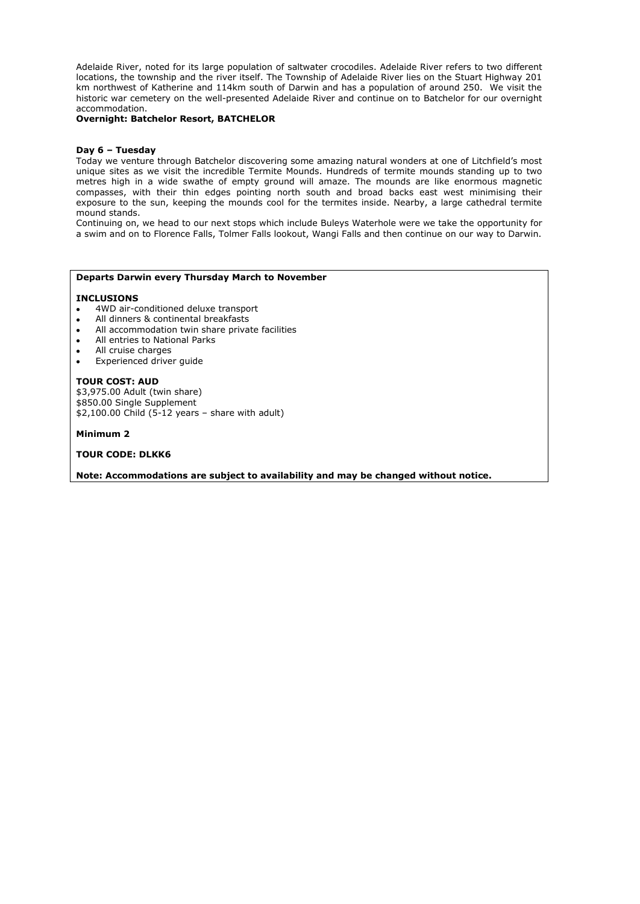Adelaide River, noted for its large population of saltwater crocodiles. Adelaide River refers to two different locations, the township and the river itself. The Township of Adelaide River lies on the Stuart Highway 201 km northwest of Katherine and 114km south of Darwin and has a population of around 250. We visit the historic war cemetery on the well-presented Adelaide River and continue on to Batchelor for our overnight accommodation.

**Overnight: Batchelor Resort, BATCHELOR**

**Day 6 – Tuesday**

Today we venture through Batchelor discovering some amazing natural wonders at one of Litchfield's most unique sites as we visit the incredible Termite Mounds. Hundreds of termite mounds standing up to two metres high in a wide swathe of empty ground will amaze. The mounds are like enormous magnetic compasses, with their thin edges pointing north south and broad backs east west minimising their exposure to the sun, keeping the mounds cool for the termites inside. Nearby, a large cathedral termite mound stands.

Continuing on, we head to our next stops which include Buleys Waterhole were we take the opportunity for a swim and on to Florence Falls, Tolmer Falls lookout, Wangi Falls and then continue on our way to Darwin.

**Departs Darwin every Thursday March to November**

**INCLUSIONS**

- 4WD air-conditioned deluxe transport
- All dinners & continental breakfasts
- All accommodation twin share private facilities
- All entries to National Parks
- All cruise charges
- Experienced driver guide

**TOUR COST: AUD**

$3,975.00 Adult (twin share)
$850.00 Single Supplement
$2,100.00 Child (5-12 years – share with adult)

**Minimum 2**

**TOUR CODE: DLKK6**

**Note: Accommodations are subject to availability and may be changed without notice.**